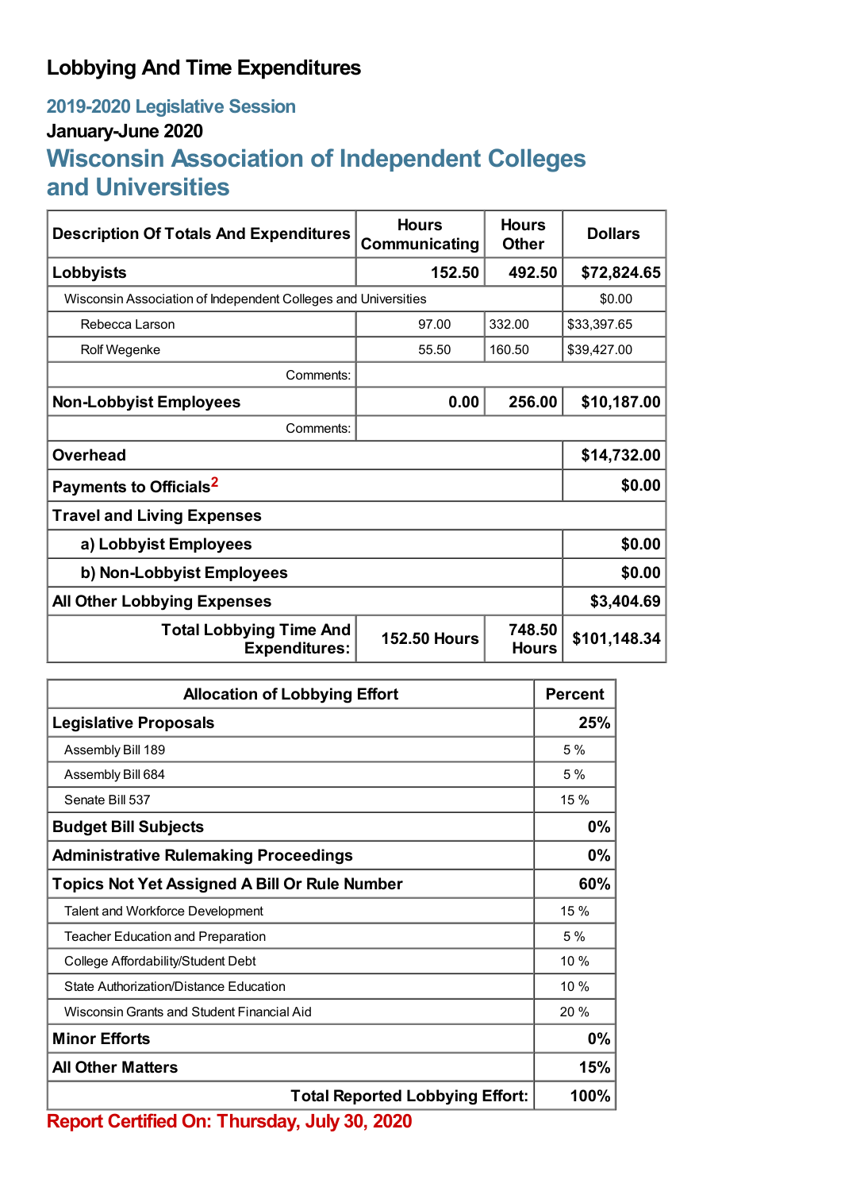# Lobbying And Time Expenditures

## 2019-2020 Legislative Session

### January-June 2020

## Wisconsin Association of Independent Colleges and Universities

| Description Of Totals And Expenditures | Hours Communicating | Hours Other | Dollars |
|---|---|---|---|
| **Lobbyists** | **152.50** | **492.50** | **$72,824.65** |
| Wisconsin Association of Independent Colleges and Universities | | | $0.00 |
| Rebecca Larson | 97.00 | 332.00 | $33,397.65 |
| Rolf Wegenke | 55.50 | 160.50 | $39,427.00 |
| Comments: | | | |
| **Non-Lobbyist Employees** | **0.00** | **256.00** | **$10,187.00** |
| Comments: | | | |
| **Overhead** | | | **$14,732.00** |
| **Payments to Officials[2]** | | | **$0.00** |
| **Travel and Living Expenses** | | | |
| **a) Lobbyist Employees** | | | **$0.00** |
| **b) Non-Lobbyist Employees** | | | **$0.00** |
| **All Other Lobbying Expenses** | | | **$3,404.69** |
| **Total Lobbying Time And Expenditures:** | **152.50 Hours** | **748.50 Hours** | **$101,148.34** |

| Allocation of Lobbying Effort | Percent |
|---|---|
| **Legislative Proposals** | **25%** |
| Assembly Bill 189 | 5 % |
| Assembly Bill 684 | 5 % |
| Senate Bill 537 | 15 % |
| **Budget Bill Subjects** | **0%** |
| **Administrative Rulemaking Proceedings** | **0%** |
| **Topics Not Yet Assigned A Bill Or Rule Number** | **60%** |
| Talent and Workforce Development | 15 % |
| Teacher Education and Preparation | 5 % |
| College Affordability/Student Debt | 10 % |
| State Authorization/Distance Education | 10 % |
| Wisconsin Grants and Student Financial Aid | 20 % |
| **Minor Efforts** | **0%** |
| **All Other Matters** | **15%** |
| **Total Reported Lobbying Effort:** | **100%** |

**Report Certified On: Thursday, July 30, 2020**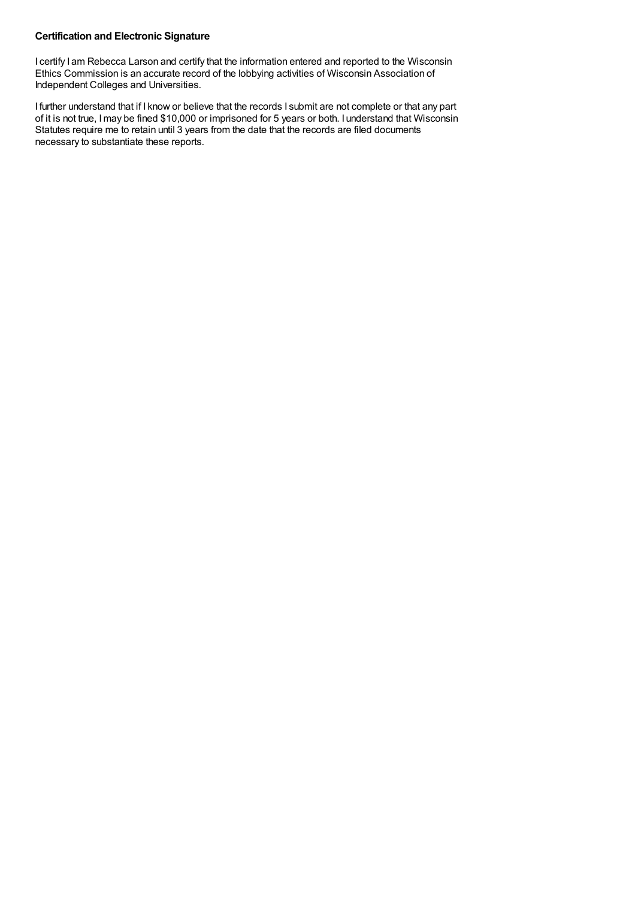**Certification and Electronic Signature**

I certify I am Rebecca Larson and certify that the information entered and reported to the Wisconsin Ethics Commission is an accurate record of the lobbying activities of Wisconsin Association of Independent Colleges and Universities.

I further understand that if I know or believe that the records I submit are not complete or that any part of it is not true, I may be fined $10,000 or imprisoned for 5 years or both. I understand that Wisconsin Statutes require me to retain until 3 years from the date that the records are filed documents necessary to substantiate these reports.